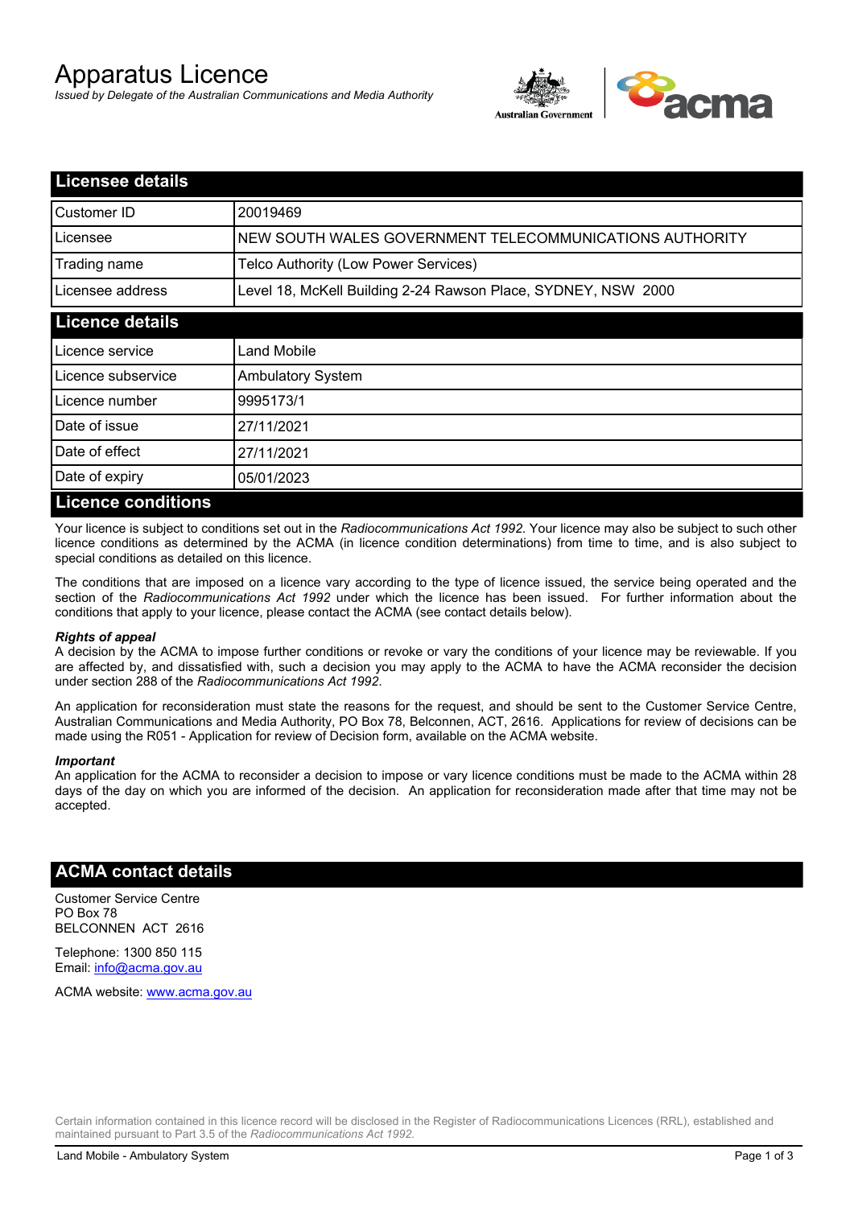# Apparatus Licence

*Issued by Delegate of the Australian Communications and Media Authority*

## Licensee details

| | |
|---|---|
| Customer ID | 20019469 |
| Licensee | NEW SOUTH WALES GOVERNMENT TELECOMMUNICATIONS AUTHORITY |
| Trading name | Telco Authority (Low Power Services) |
| Licensee address | Level 18, McKell Building 2-24 Rawson Place, SYDNEY, NSW 2000 |

## Licence details

| | |
|---|---|
| Licence service | Land Mobile |
| Licence subservice | Ambulatory System |
| Licence number | 9995173/1 |
| Date of issue | 27/11/2021 |
| Date of effect | 27/11/2021 |
| Date of expiry | 05/01/2023 |

## Licence conditions

Your licence is subject to conditions set out in the *Radiocommunications Act 1992*. Your licence may also be subject to such other licence conditions as determined by the ACMA (in licence condition determinations) from time to time, and is also subject to special conditions as detailed on this licence.

The conditions that are imposed on a licence vary according to the type of licence issued, the service being operated and the section of the *Radiocommunications Act 1992* under which the licence has been issued. For further information about the conditions that apply to your licence, please contact the ACMA (see contact details below).

***Rights of appeal***

A decision by the ACMA to impose further conditions or revoke or vary the conditions of your licence may be reviewable. If you are affected by, and dissatisfied with, such a decision you may apply to the ACMA to have the ACMA reconsider the decision under section 288 of the *Radiocommunications Act 1992*.

An application for reconsideration must state the reasons for the request, and should be sent to the Customer Service Centre, Australian Communications and Media Authority, PO Box 78, Belconnen, ACT, 2616. Applications for review of decisions can be made using the R051 - Application for review of Decision form, available on the ACMA website.

***Important***

An application for the ACMA to reconsider a decision to impose or vary licence conditions must be made to the ACMA within 28 days of the day on which you are informed of the decision. An application for reconsideration made after that time may not be accepted.

## ACMA contact details

Customer Service Centre
PO Box 78
BELCONNEN ACT 2616

Telephone: 1300 850 115
Email: info@acma.gov.au

ACMA website: www.acma.gov.au

Certain information contained in this licence record will be disclosed in the Register of Radiocommunications Licences (RRL), established and maintained pursuant to Part 3.5 of the *Radiocommunications Act 1992*.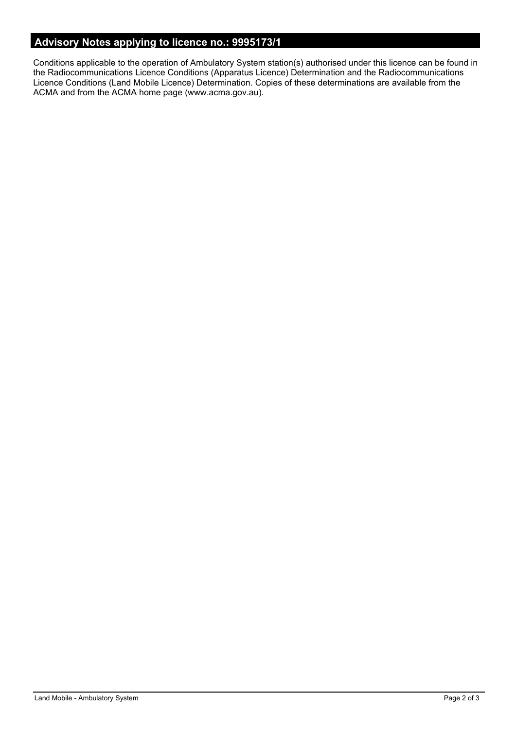## Advisory Notes applying to licence no.: 9995173/1

Conditions applicable to the operation of Ambulatory System station(s) authorised under this licence can be found in the Radiocommunications Licence Conditions (Apparatus Licence) Determination and the Radiocommunications Licence Conditions (Land Mobile Licence) Determination. Copies of these determinations are available from the ACMA and from the ACMA home page (www.acma.gov.au).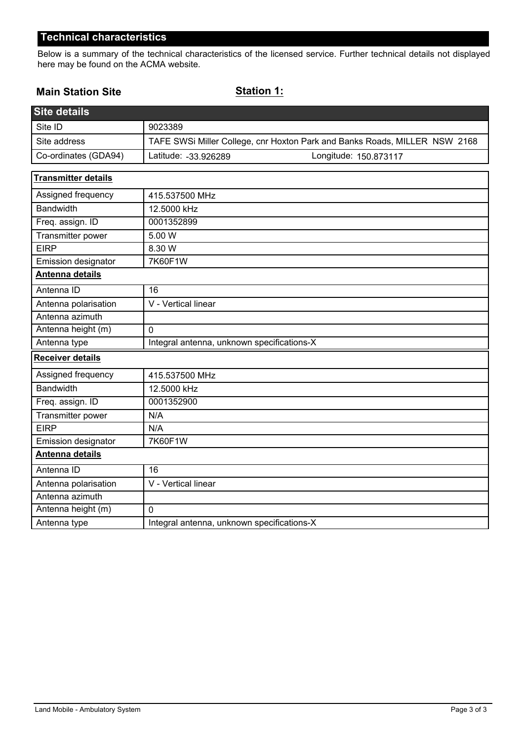## Technical characteristics

Below is a summary of the technical characteristics of the licensed service. Further technical details not displayed here may be found on the ACMA website.

**Main Station Site** **Station 1:**

| Site details | | |
|---|---|---|
| Site ID | 9023389 | |
| Site address | TAFE SWSi Miller College, cnr Hoxton Park and Banks Roads, MILLER NSW 2168 | |
| Co-ordinates (GDA94) | Latitude: -33.926289 | Longitude: 150.873117 |

| Transmitter details | |
|---|---|
| Assigned frequency | 415.537500 MHz |
| Bandwidth | 12.5000 kHz |
| Freq. assign. ID | 0001352899 |
| Transmitter power | 5.00 W |
| EIRP | 8.30 W |
| Emission designator | 7K60F1W |
| **Antenna details** | |
| Antenna ID | 16 |
| Antenna polarisation | V - Vertical linear |
| Antenna azimuth | |
| Antenna height (m) | 0 |
| Antenna type | Integral antenna, unknown specifications-X |

| Receiver details | |
|---|---|
| Assigned frequency | 415.537500 MHz |
| Bandwidth | 12.5000 kHz |
| Freq. assign. ID | 0001352900 |
| Transmitter power | N/A |
| EIRP | N/A |
| Emission designator | 7K60F1W |
| **Antenna details** | |
| Antenna ID | 16 |
| Antenna polarisation | V - Vertical linear |
| Antenna azimuth | |
| Antenna height (m) | 0 |
| Antenna type | Integral antenna, unknown specifications-X |